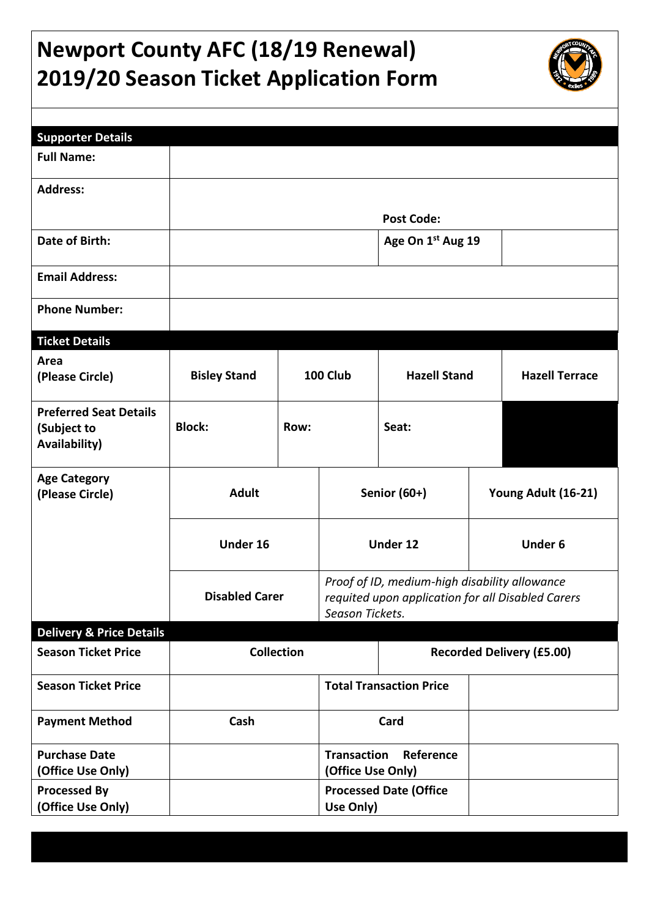# Newport County AFC (18/19 Renewal)
# 2019/20 Season Ticket Application Form

| Supporter Details | | | | |
|---|---|---|---|---|
| **Full Name:** | | | | |
| **Address:** | | | **Post Code:** | |
| **Date of Birth:** | | | **Age On 1st Aug 19** | |
| **Email Address:** | | | | |
| **Phone Number:** | | | | |

| Ticket Details | | | | |
|---|---|---|---|---|
| **Area (Please Circle)** | **Bisley Stand** | **100 Club** | **Hazell Stand** | **Hazell Terrace** |
| **Preferred Seat Details (Subject to Availability)** | **Block:** | **Row:** | **Seat:** | |

| Age Category (Please Circle) | | | |
|---|---|---|---|
| | **Adult** | **Senior (60+)** | **Young Adult (16-21)** |
| | **Under 16** | **Under 12** | **Under 6** |
| | **Disabled Carer** | *Proof of ID, medium-high disability allowance requited upon application for all Disabled Carers Season Tickets.* | |

| Delivery & Price Details | | | |
|---|---|---|---|
| **Season Ticket Price** | **Collection** | **Recorded Delivery (£5.00)** | |
| **Season Ticket Price** | | **Total Transaction Price** | |
| **Payment Method** | **Cash** | **Card** | |
| **Purchase Date (Office Use Only)** | | **Transaction Reference (Office Use Only)** | |
| **Processed By (Office Use Only)** | | **Processed Date (Office Use Only)** | |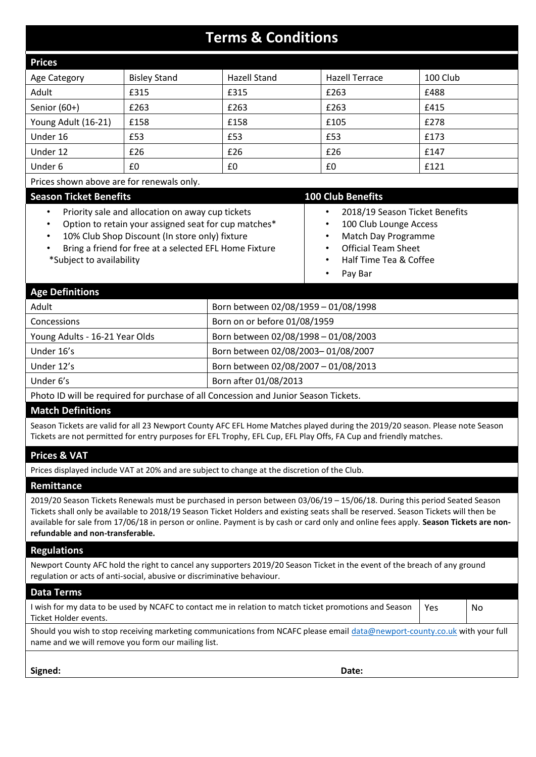# Terms & Conditions

## Prices

| Age Category | Bisley Stand | Hazell Stand | Hazell Terrace | 100 Club |
|---|---|---|---|---|
| Adult | £315 | £315 | £263 | £488 |
| Senior (60+) | £263 | £263 | £263 | £415 |
| Young Adult (16-21) | £158 | £158 | £105 | £278 |
| Under 16 | £53 | £53 | £53 | £173 |
| Under 12 | £26 | £26 | £26 | £147 |
| Under 6 | £0 | £0 | £0 | £121 |

Prices shown above are for renewals only.

## Season Ticket Benefits

- Priority sale and allocation on away cup tickets
- Option to retain your assigned seat for cup matches*
- 10% Club Shop Discount (In store only) fixture
- Bring a friend for free at a selected EFL Home Fixture

*Subject to availability

## 100 Club Benefits

- 2018/19 Season Ticket Benefits
- 100 Club Lounge Access
- Match Day Programme
- Official Team Sheet
- Half Time Tea & Coffee
- Pay Bar

## Age Definitions

| | |
|---|---|
| Adult | Born between 02/08/1959 – 01/08/1998 |
| Concessions | Born on or before 01/08/1959 |
| Young Adults - 16-21 Year Olds | Born between 02/08/1998 – 01/08/2003 |
| Under 16's | Born between 02/08/2003– 01/08/2007 |
| Under 12's | Born between 02/08/2007 – 01/08/2013 |
| Under 6's | Born after 01/08/2013 |

Photo ID will be required for purchase of all Concession and Junior Season Tickets.

## Match Definitions

Season Tickets are valid for all 23 Newport County AFC EFL Home Matches played during the 2019/20 season. Please note Season Tickets are not permitted for entry purposes for EFL Trophy, EFL Cup, EFL Play Offs, FA Cup and friendly matches.

## Prices & VAT

Prices displayed include VAT at 20% and are subject to change at the discretion of the Club.

## Remittance

2019/20 Season Tickets Renewals must be purchased in person between 03/06/19 – 15/06/18. During this period Seated Season Tickets shall only be available to 2018/19 Season Ticket Holders and existing seats shall be reserved. Season Tickets will then be available for sale from 17/06/18 in person or online. Payment is by cash or card only and online fees apply. **Season Tickets are non-refundable and non-transferable.**

## Regulations

Newport County AFC hold the right to cancel any supporters 2019/20 Season Ticket in the event of the breach of any ground regulation or acts of anti-social, abusive or discriminative behaviour.

## Data Terms

| | | |
|---|---|---|
| I wish for my data to be used by NCAFC to contact me in relation to match ticket promotions and Season Ticket Holder events. | Yes | No |

Should you wish to stop receiving marketing communications from NCAFC please email data@newport-county.co.uk with your full name and we will remove you form our mailing list.

**Signed:** **Date:**